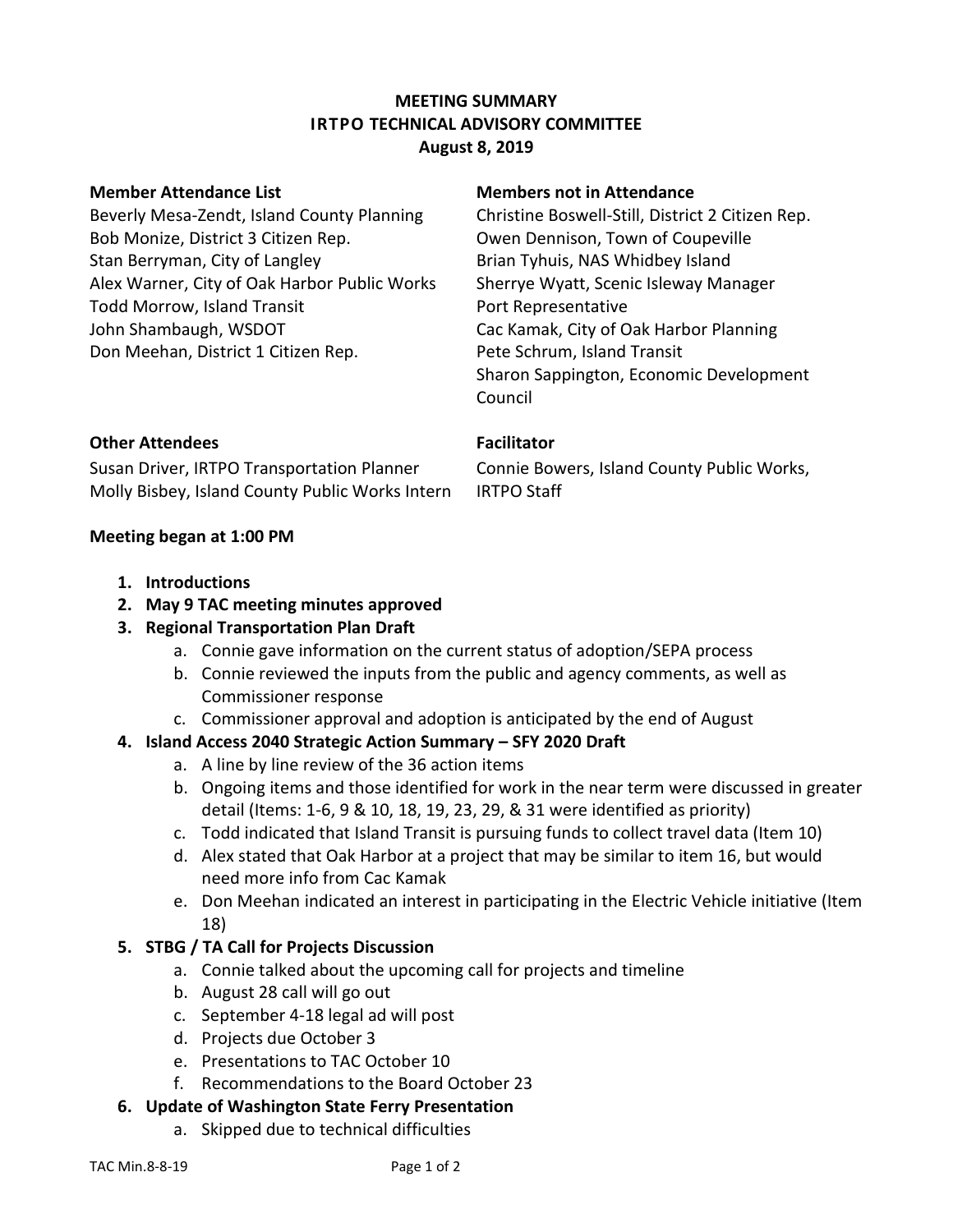# MEETING SUMMARY
## IRTPO TECHNICAL ADVISORY COMMITTEE
### August 8, 2019

**Member Attendance List**

Beverly Mesa-Zendt, Island County Planning
Bob Monize, District 3 Citizen Rep.
Stan Berryman, City of Langley
Alex Warner, City of Oak Harbor Public Works
Todd Morrow, Island Transit
John Shambaugh, WSDOT
Don Meehan, District 1 Citizen Rep.

**Members not in Attendance**

Christine Boswell-Still, District 2 Citizen Rep.
Owen Dennison, Town of Coupeville
Brian Tyhuis, NAS Whidbey Island
Sherrye Wyatt, Scenic Isleway Manager
Port Representative
Cac Kamak, City of Oak Harbor Planning
Pete Schrum, Island Transit
Sharon Sappington, Economic Development Council

**Other Attendees**

Susan Driver, IRTPO Transportation Planner
Molly Bisbey, Island County Public Works Intern

**Facilitator**

Connie Bowers, Island County Public Works, IRTPO Staff

**Meeting began at 1:00 PM**

1. **Introductions**
2. **May 9 TAC meeting minutes approved**
3. **Regional Transportation Plan Draft**
    a. Connie gave information on the current status of adoption/SEPA process
    b. Connie reviewed the inputs from the public and agency comments, as well as Commissioner response
    c. Commissioner approval and adoption is anticipated by the end of August
4. **Island Access 2040 Strategic Action Summary – SFY 2020 Draft**
    a. A line by line review of the 36 action items
    b. Ongoing items and those identified for work in the near term were discussed in greater detail (Items: 1-6, 9 & 10, 18, 19, 23, 29, & 31 were identified as priority)
    c. Todd indicated that Island Transit is pursuing funds to collect travel data (Item 10)
    d. Alex stated that Oak Harbor at a project that may be similar to item 16, but would need more info from Cac Kamak
    e. Don Meehan indicated an interest in participating in the Electric Vehicle initiative (Item 18)
5. **STBG / TA Call for Projects Discussion**
    a. Connie talked about the upcoming call for projects and timeline
    b. August 28 call will go out
    c. September 4-18 legal ad will post
    d. Projects due October 3
    e. Presentations to TAC October 10
    f. Recommendations to the Board October 23
6. **Update of Washington State Ferry Presentation**
    a. Skipped due to technical difficulties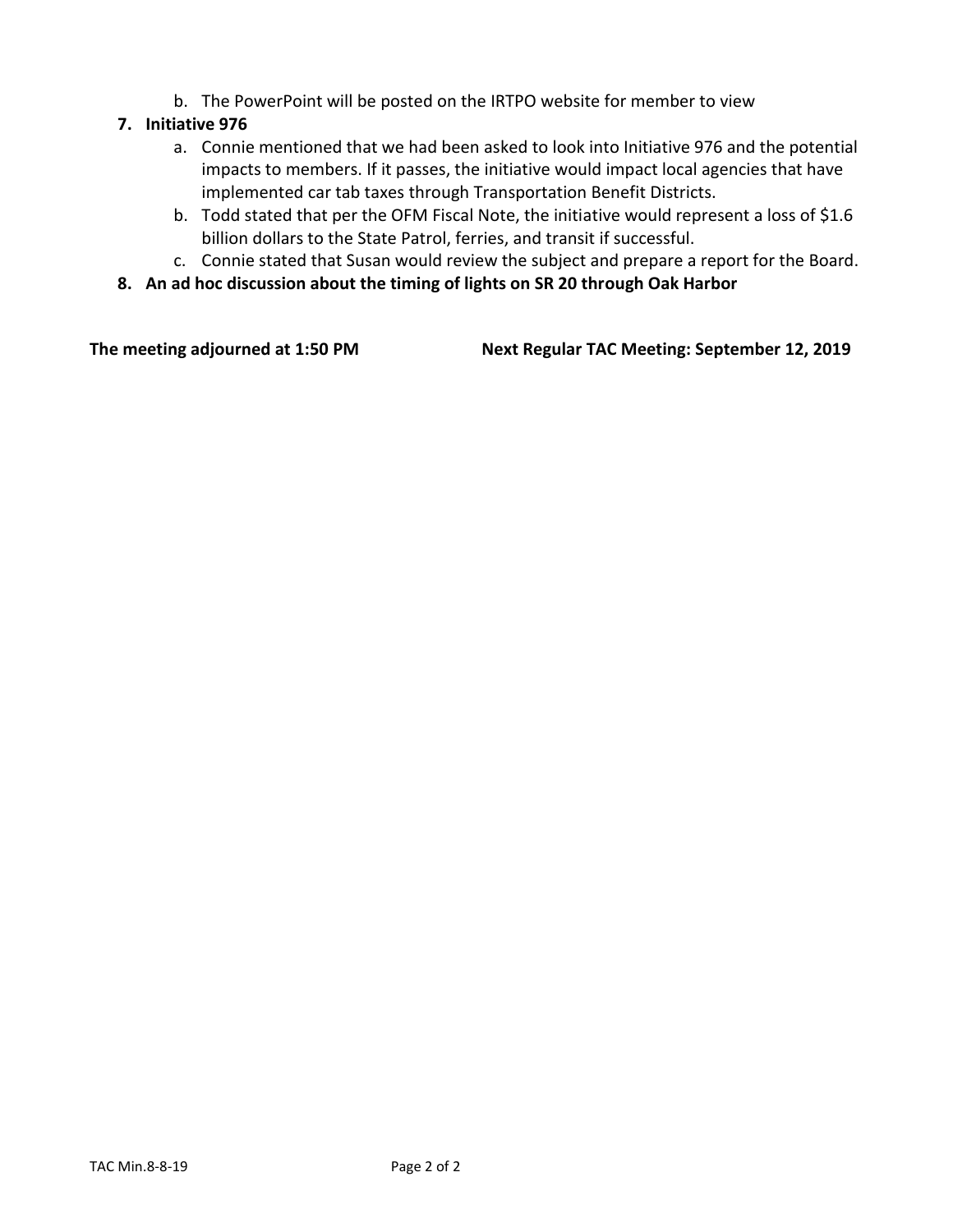b. The PowerPoint will be posted on the IRTPO website for member to view

**7. Initiative 976**

   a. Connie mentioned that we had been asked to look into Initiative 976 and the potential impacts to members. If it passes, the initiative would impact local agencies that have implemented car tab taxes through Transportation Benefit Districts.
   b. Todd stated that per the OFM Fiscal Note, the initiative would represent a loss of $1.6 billion dollars to the State Patrol, ferries, and transit if successful.
   c. Connie stated that Susan would review the subject and prepare a report for the Board.

**8. An ad hoc discussion about the timing of lights on SR 20 through Oak Harbor**

**The meeting adjourned at 1:50 PM** **Next Regular TAC Meeting: September 12, 2019**